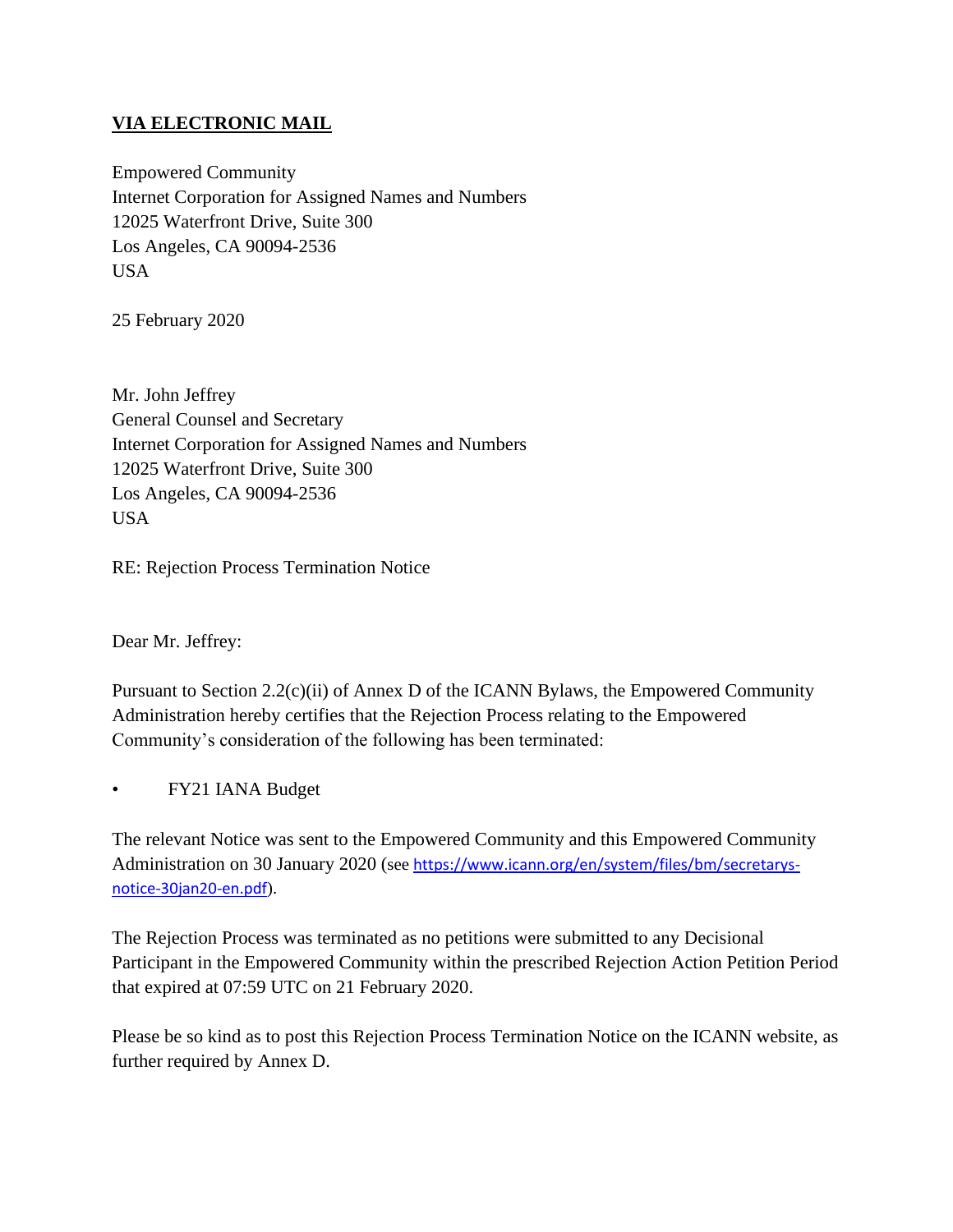**VIA ELECTRONIC MAIL**

Empowered Community
Internet Corporation for Assigned Names and Numbers
12025 Waterfront Drive, Suite 300
Los Angeles, CA 90094-2536
USA

25 February 2020

Mr. John Jeffrey
General Counsel and Secretary
Internet Corporation for Assigned Names and Numbers
12025 Waterfront Drive, Suite 300
Los Angeles, CA 90094-2536
USA

RE: Rejection Process Termination Notice

Dear Mr. Jeffrey:

Pursuant to Section 2.2(c)(ii) of Annex D of the ICANN Bylaws, the Empowered Community Administration hereby certifies that the Rejection Process relating to the Empowered Community's consideration of the following has been terminated:

- FY21 IANA Budget

The relevant Notice was sent to the Empowered Community and this Empowered Community Administration on 30 January 2020 (see https://www.icann.org/en/system/files/bm/secretarys-notice-30jan20-en.pdf).

The Rejection Process was terminated as no petitions were submitted to any Decisional Participant in the Empowered Community within the prescribed Rejection Action Petition Period that expired at 07:59 UTC on 21 February 2020.

Please be so kind as to post this Rejection Process Termination Notice on the ICANN website, as further required by Annex D.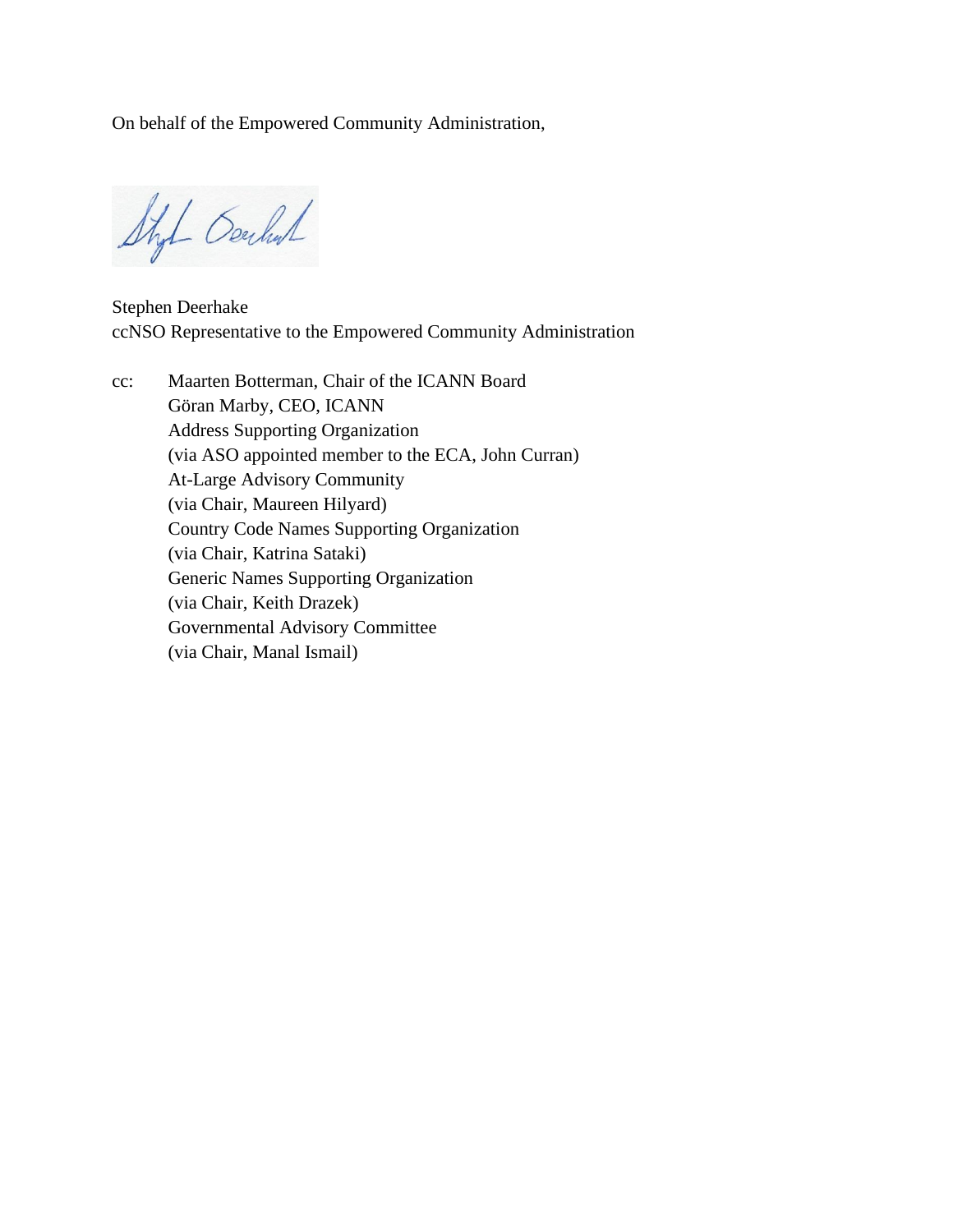On behalf of the Empowered Community Administration,

Stephen Deerhake
ccNSO Representative to the Empowered Community Administration

cc: Maarten Botterman, Chair of the ICANN Board
Göran Marby, CEO, ICANN
Address Supporting Organization
(via ASO appointed member to the ECA, John Curran)
At-Large Advisory Community
(via Chair, Maureen Hilyard)
Country Code Names Supporting Organization
(via Chair, Katrina Sataki)
Generic Names Supporting Organization
(via Chair, Keith Drazek)
Governmental Advisory Committee
(via Chair, Manal Ismail)